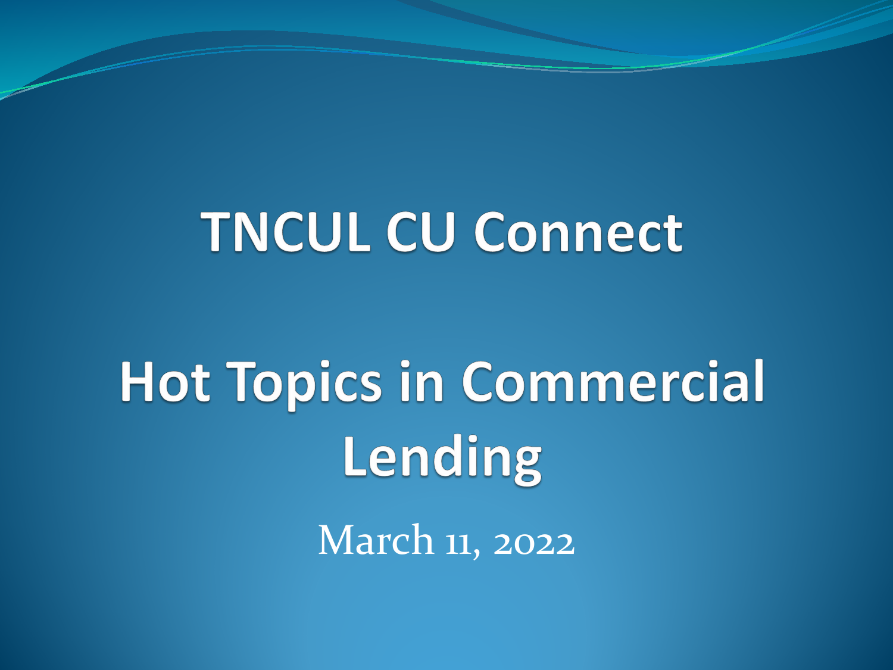# TNCUL CU Connect

# Hot Topics in Commercial Lending

March 11, 2022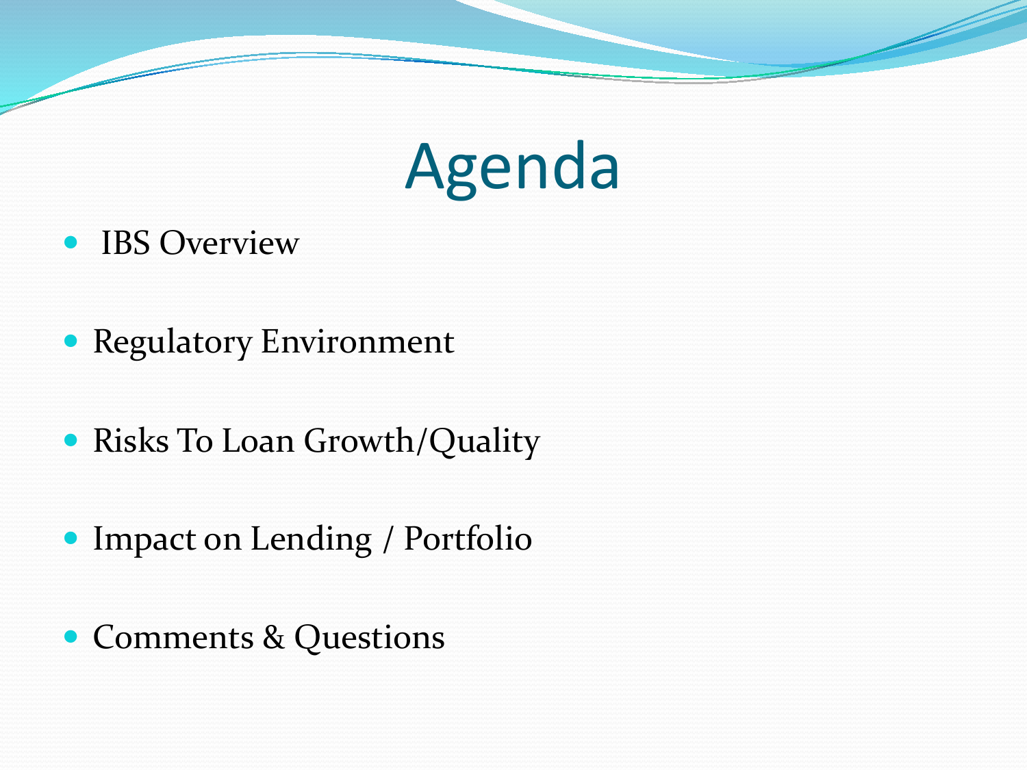# Agenda

- IBS Overview
- Regulatory Environment
- Risks To Loan Growth/Quality
- Impact on Lending / Portfolio
- Comments & Questions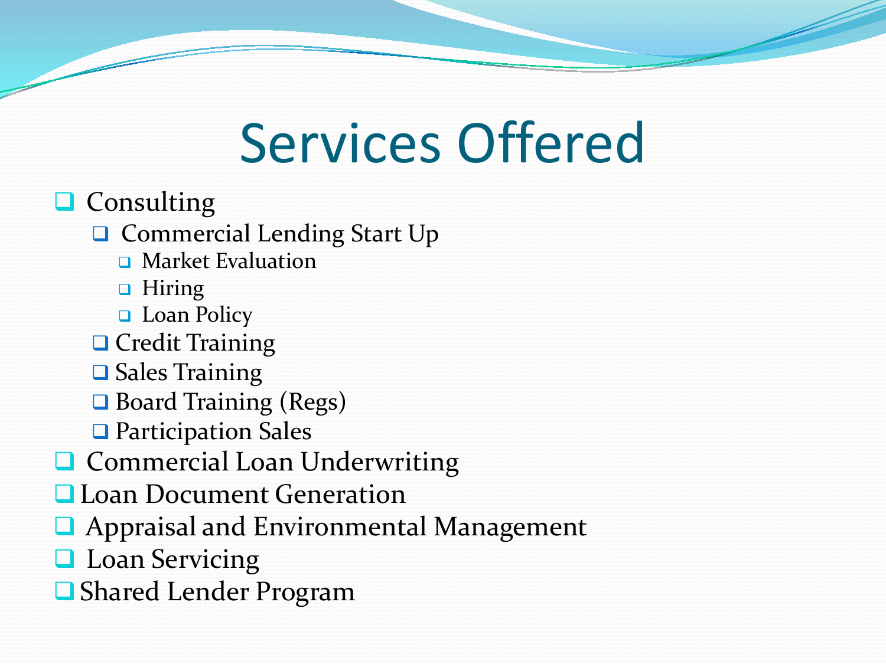# Services Offered

- Consulting
  - Commercial Lending Start Up
    - Market Evaluation
    - Hiring
    - Loan Policy
  - Credit Training
  - Sales Training
  - Board Training (Regs)
  - Participation Sales
- Commercial Loan Underwriting
- Loan Document Generation
- Appraisal and Environmental Management
- Loan Servicing
- Shared Lender Program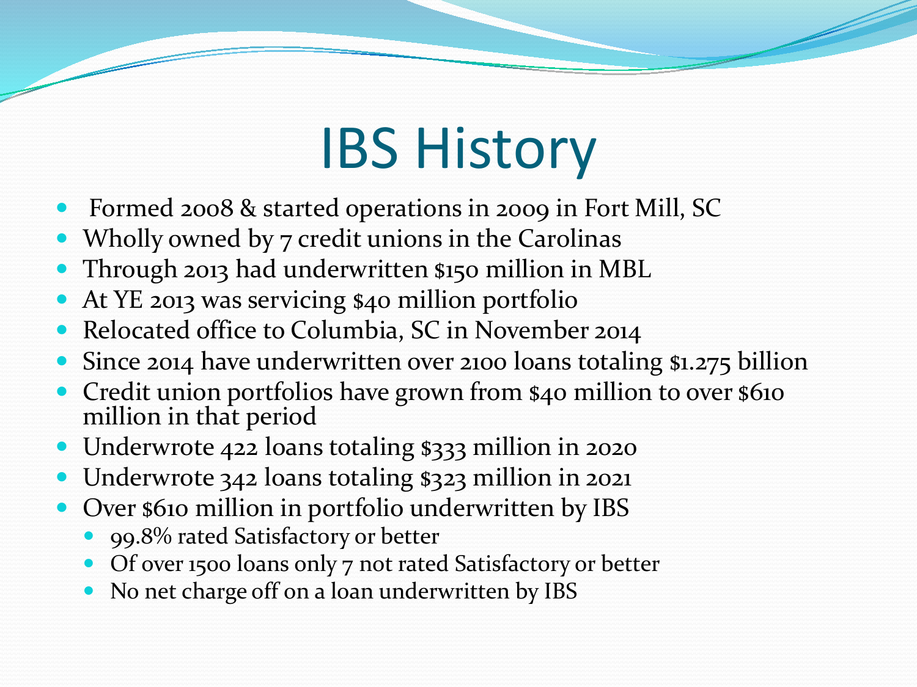# IBS History

- Formed 2008 & started operations in 2009 in Fort Mill, SC
- Wholly owned by 7 credit unions in the Carolinas
- Through 2013 had underwritten $150 million in MBL
- At YE 2013 was servicing $40 million portfolio
- Relocated office to Columbia, SC in November 2014
- Since 2014 have underwritten over 2100 loans totaling $1.275 billion
- Credit union portfolios have grown from $40 million to over $610 million in that period
- Underwrote 422 loans totaling $333 million in 2020
- Underwrote 342 loans totaling $323 million in 2021
- Over $610 million in portfolio underwritten by IBS
  - 99.8% rated Satisfactory or better
  - Of over 1500 loans only 7 not rated Satisfactory or better
  - No net charge off on a loan underwritten by IBS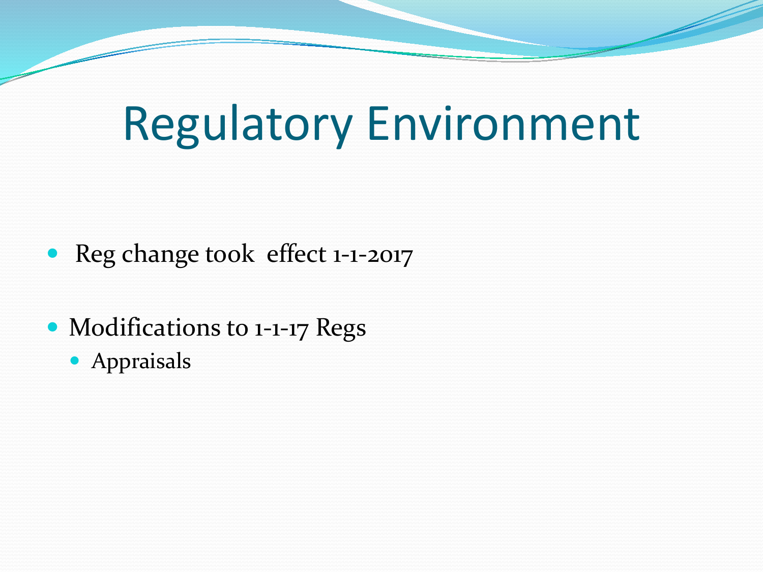# Regulatory Environment

- Reg change took effect 1-1-2017
- Modifications to 1-1-17 Regs
  - Appraisals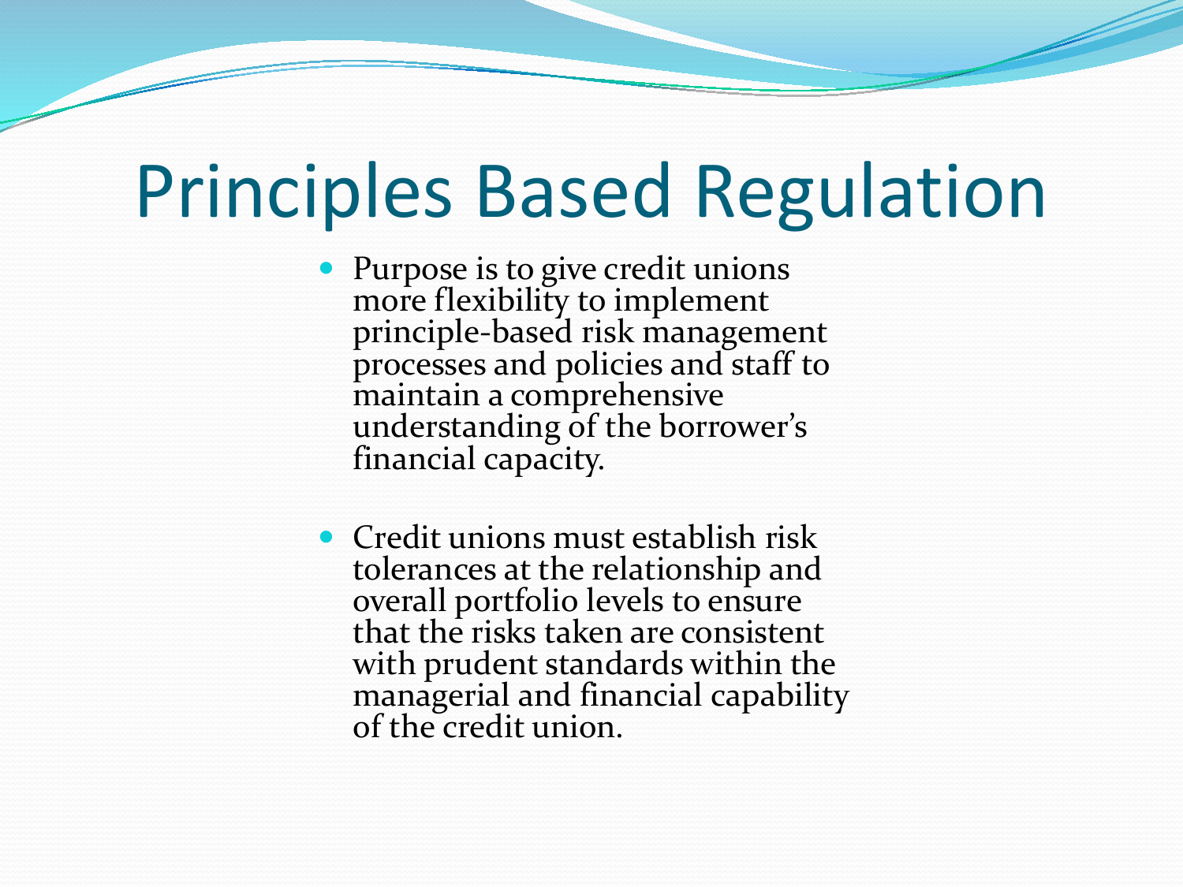# Principles Based Regulation

- Purpose is to give credit unions more flexibility to implement principle-based risk management processes and policies and staff to maintain a comprehensive understanding of the borrower's financial capacity.
- Credit unions must establish risk tolerances at the relationship and overall portfolio levels to ensure that the risks taken are consistent with prudent standards within the managerial and financial capability of the credit union.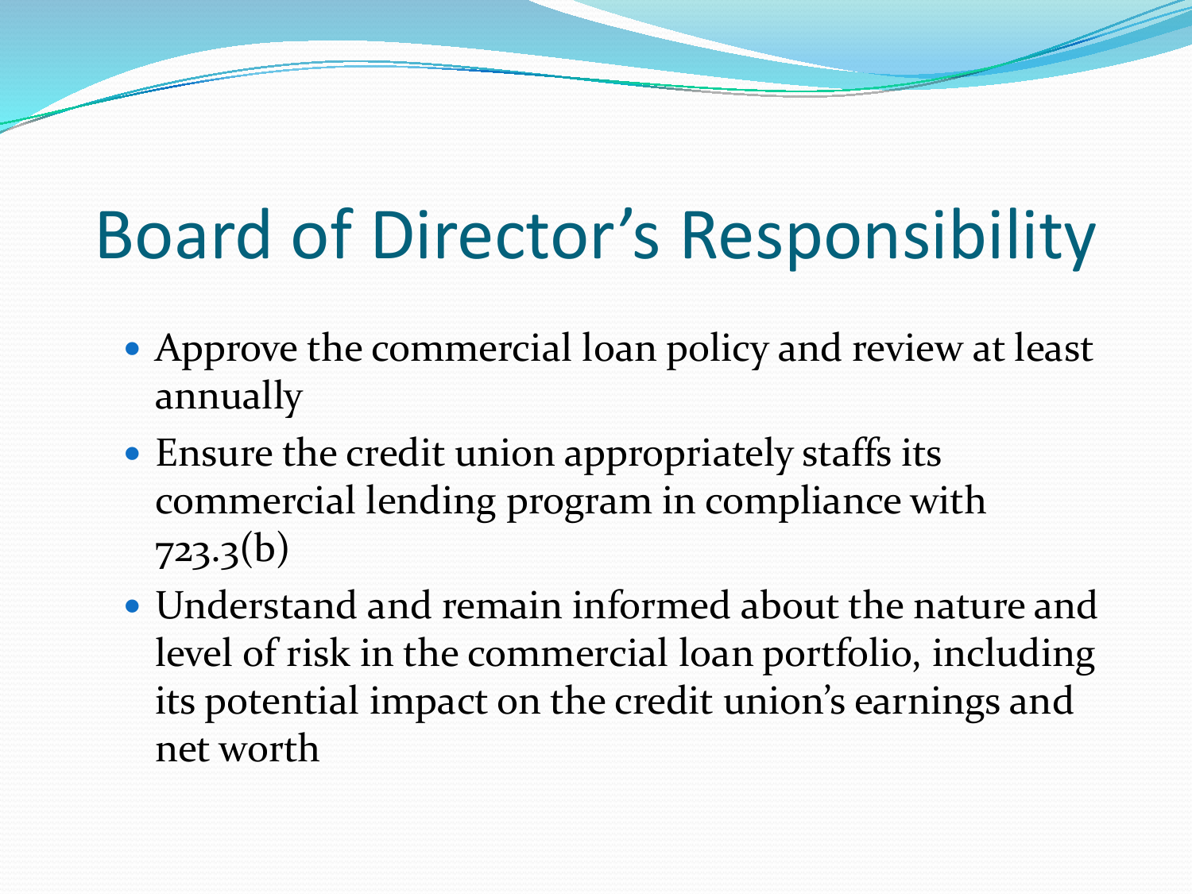# Board of Director's Responsibility

- Approve the commercial loan policy and review at least annually
- Ensure the credit union appropriately staffs its commercial lending program in compliance with 723.3(b)
- Understand and remain informed about the nature and level of risk in the commercial loan portfolio, including its potential impact on the credit union's earnings and net worth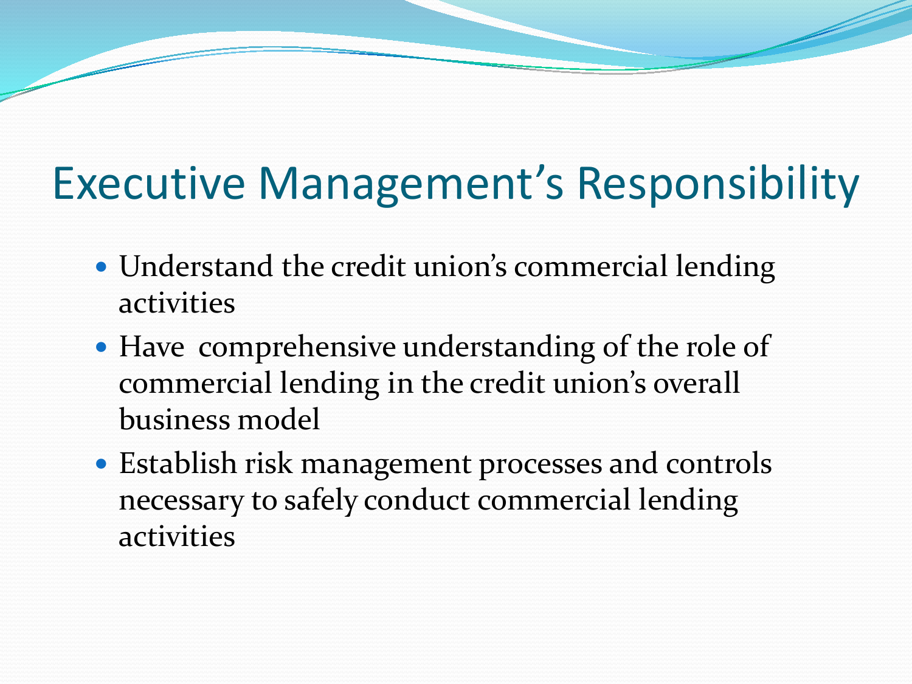# Executive Management's Responsibility

- Understand the credit union's commercial lending activities
- Have comprehensive understanding of the role of commercial lending in the credit union's overall business model
- Establish risk management processes and controls necessary to safely conduct commercial lending activities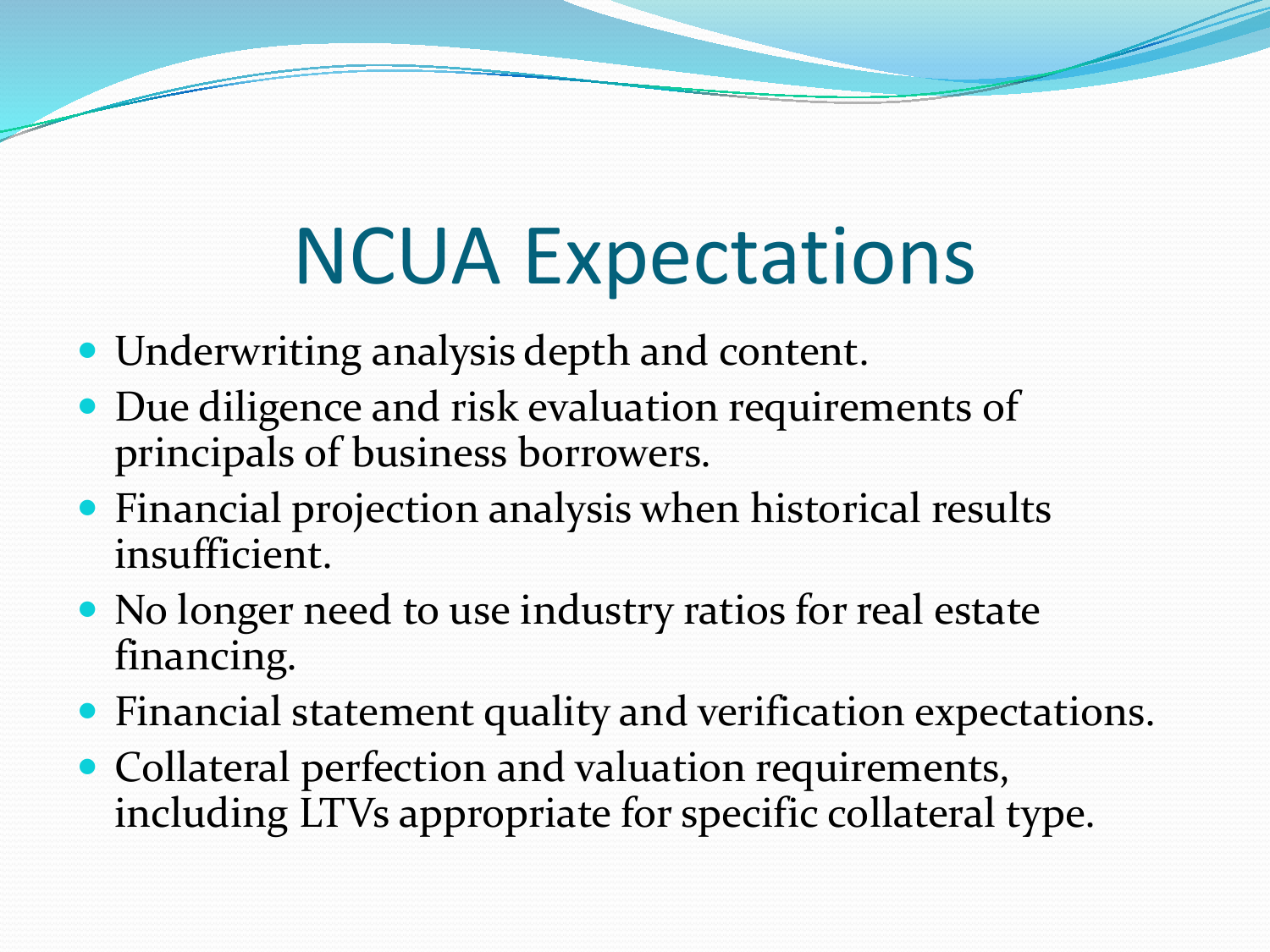# NCUA Expectations

- Underwriting analysis depth and content.
- Due diligence and risk evaluation requirements of principals of business borrowers.
- Financial projection analysis when historical results insufficient.
- No longer need to use industry ratios for real estate financing.
- Financial statement quality and verification expectations.
- Collateral perfection and valuation requirements, including LTVs appropriate for specific collateral type.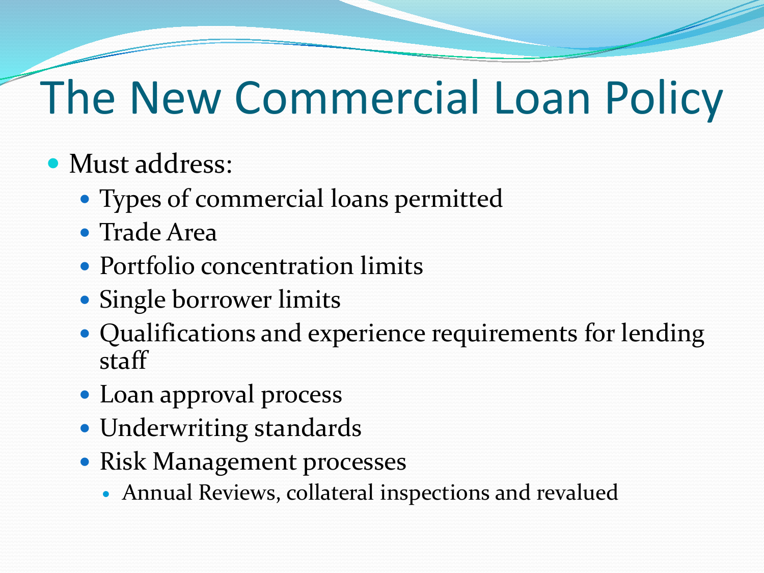# The New Commercial Loan Policy

- Must address:
  - Types of commercial loans permitted
  - Trade Area
  - Portfolio concentration limits
  - Single borrower limits
  - Qualifications and experience requirements for lending staff
  - Loan approval process
  - Underwriting standards
  - Risk Management processes
    - Annual Reviews, collateral inspections and revalued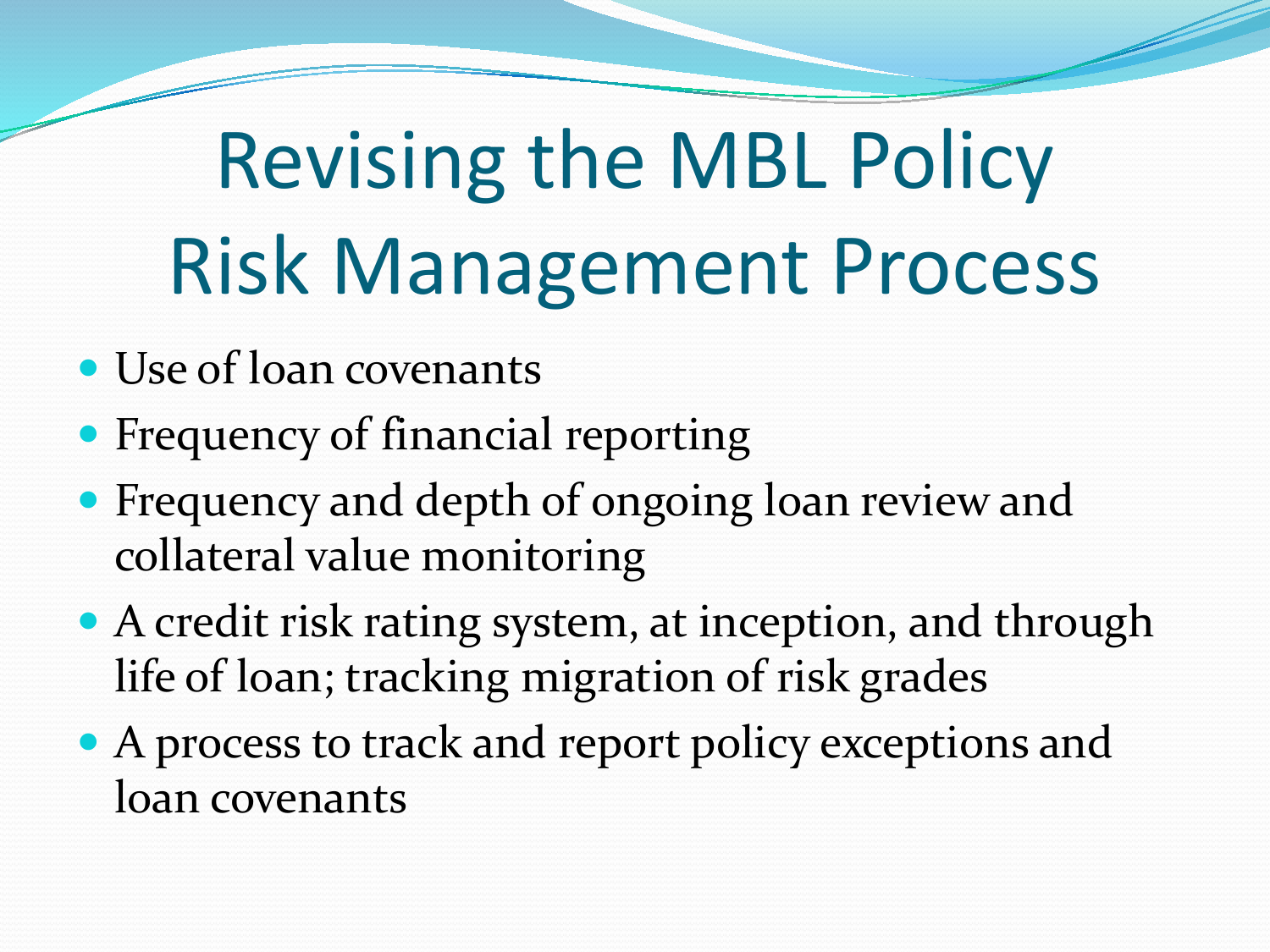# Revising the MBL Policy Risk Management Process

- Use of loan covenants
- Frequency of financial reporting
- Frequency and depth of ongoing loan review and collateral value monitoring
- A credit risk rating system, at inception, and through life of loan; tracking migration of risk grades
- A process to track and report policy exceptions and loan covenants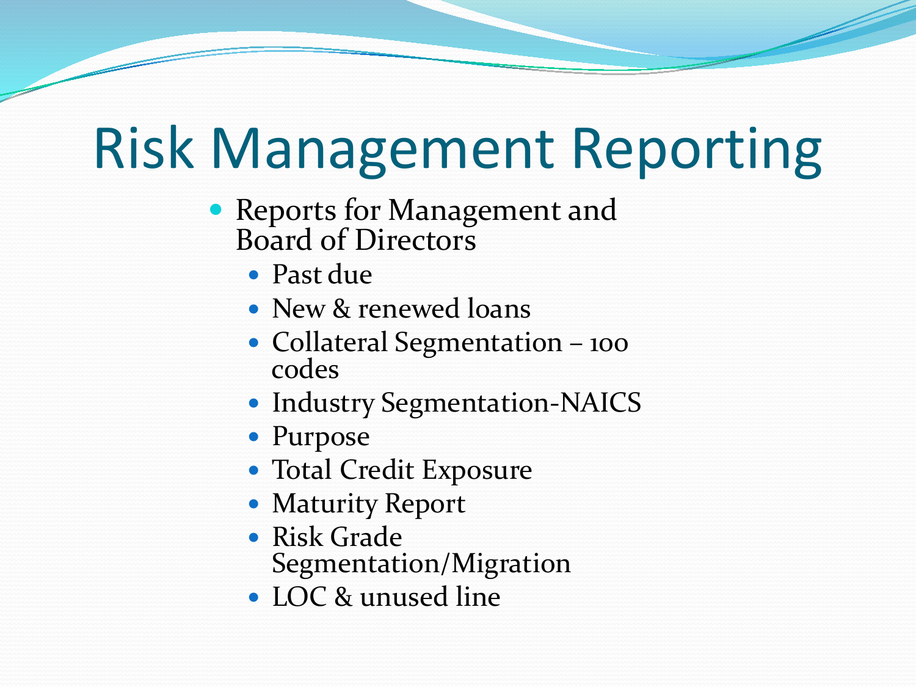# Risk Management Reporting

- Reports for Management and Board of Directors
  - Past due
  - New & renewed loans
  - Collateral Segmentation – 100 codes
  - Industry Segmentation-NAICS
  - Purpose
  - Total Credit Exposure
  - Maturity Report
  - Risk Grade Segmentation/Migration
  - LOC & unused line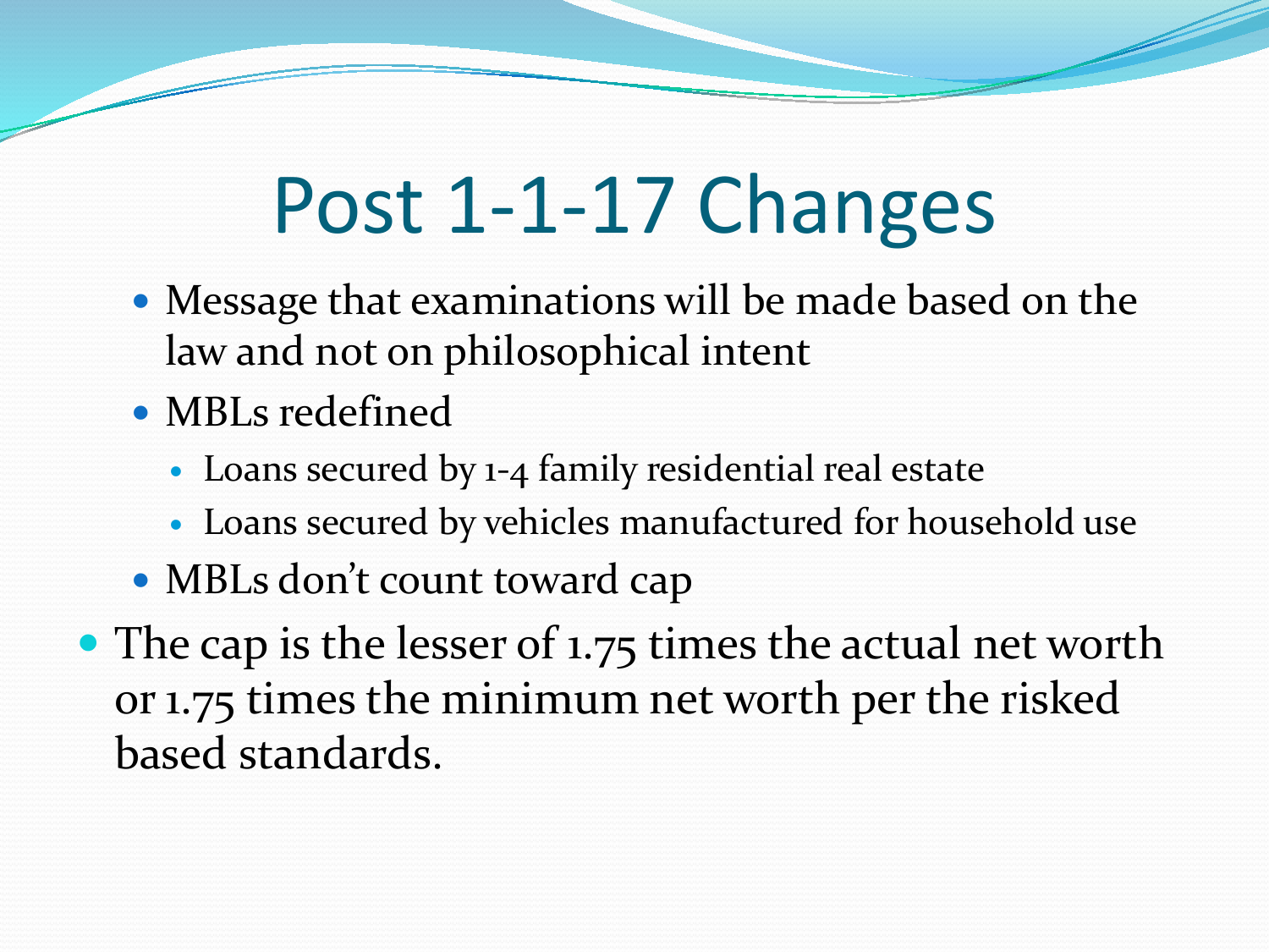# Post 1-1-17 Changes

- Message that examinations will be made based on the law and not on philosophical intent
- MBLs redefined
  - Loans secured by 1-4 family residential real estate
  - Loans secured by vehicles manufactured for household use
- MBLs don't count toward cap

- The cap is the lesser of 1.75 times the actual net worth or 1.75 times the minimum net worth per the risked based standards.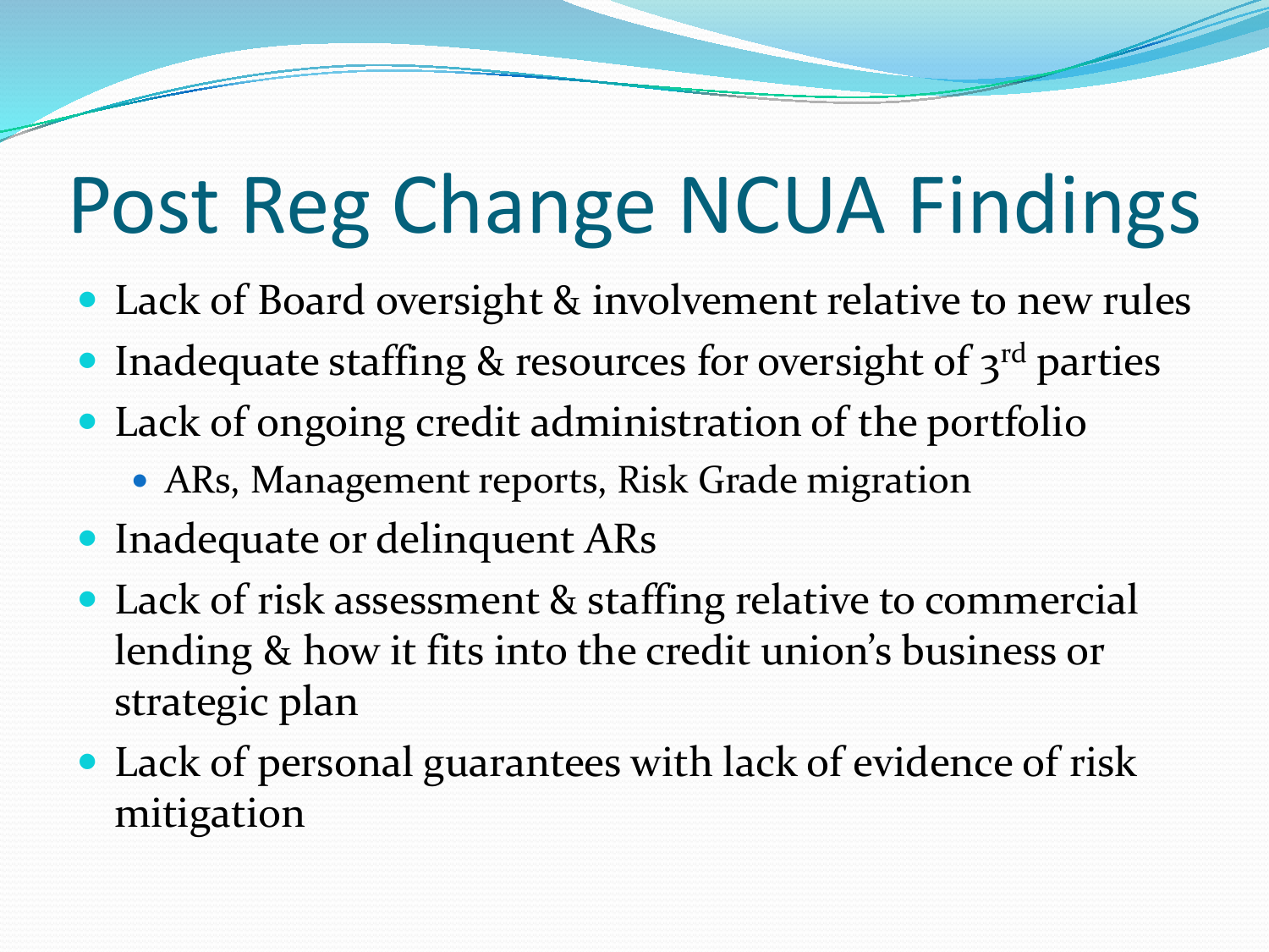# Post Reg Change NCUA Findings

- Lack of Board oversight & involvement relative to new rules
- Inadequate staffing & resources for oversight of 3rd parties
- Lack of ongoing credit administration of the portfolio
  - ARs, Management reports, Risk Grade migration
- Inadequate or delinquent ARs
- Lack of risk assessment & staffing relative to commercial lending & how it fits into the credit union's business or strategic plan
- Lack of personal guarantees with lack of evidence of risk mitigation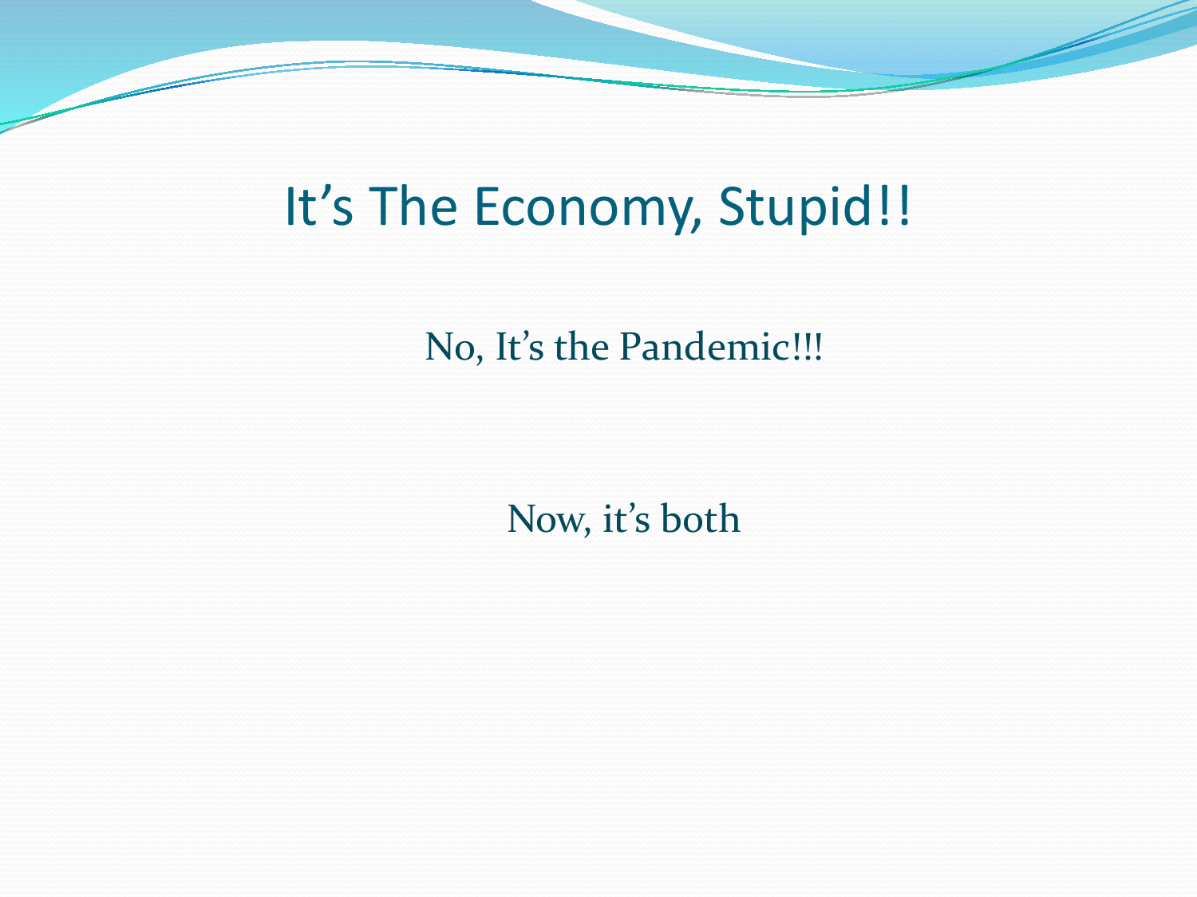# It's The Economy, Stupid!!

No, It's the Pandemic!!!

Now, it's both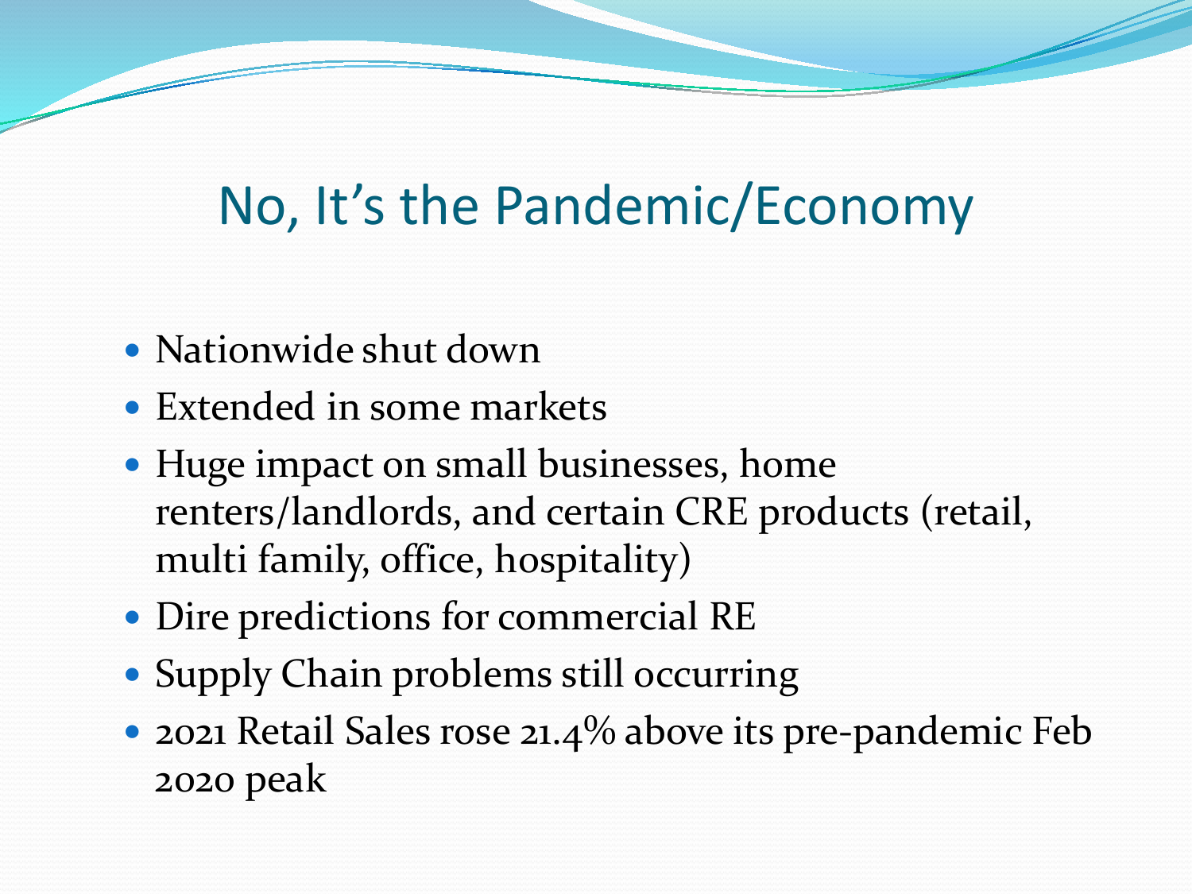# No, It's the Pandemic/Economy

- Nationwide shut down
- Extended in some markets
- Huge impact on small businesses, home renters/landlords, and certain CRE products (retail, multi family, office, hospitality)
- Dire predictions for commercial RE
- Supply Chain problems still occurring
- 2021 Retail Sales rose 21.4% above its pre-pandemic Feb 2020 peak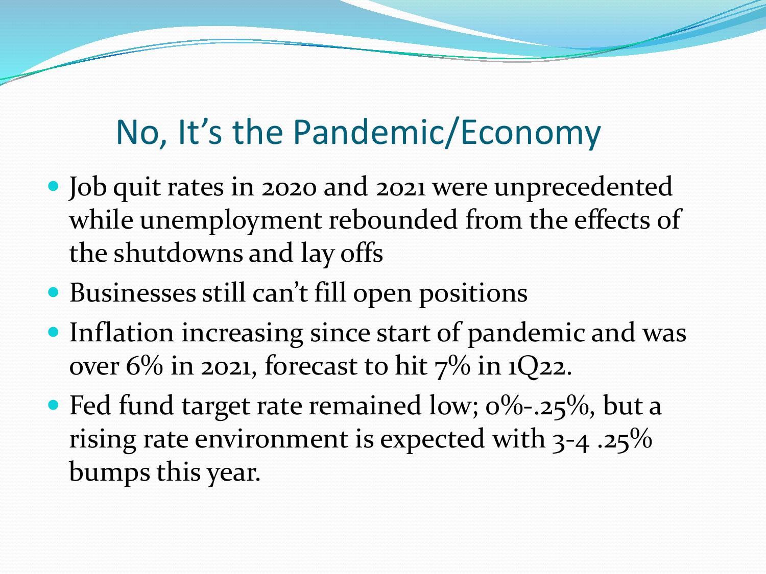## No, It's the Pandemic/Economy

- Job quit rates in 2020 and 2021 were unprecedented while unemployment rebounded from the effects of the shutdowns and lay offs
- Businesses still can't fill open positions
- Inflation increasing since start of pandemic and was over 6% in 2021, forecast to hit 7% in 1Q22.
- Fed fund target rate remained low; 0%-.25%, but a rising rate environment is expected with 3-4 .25% bumps this year.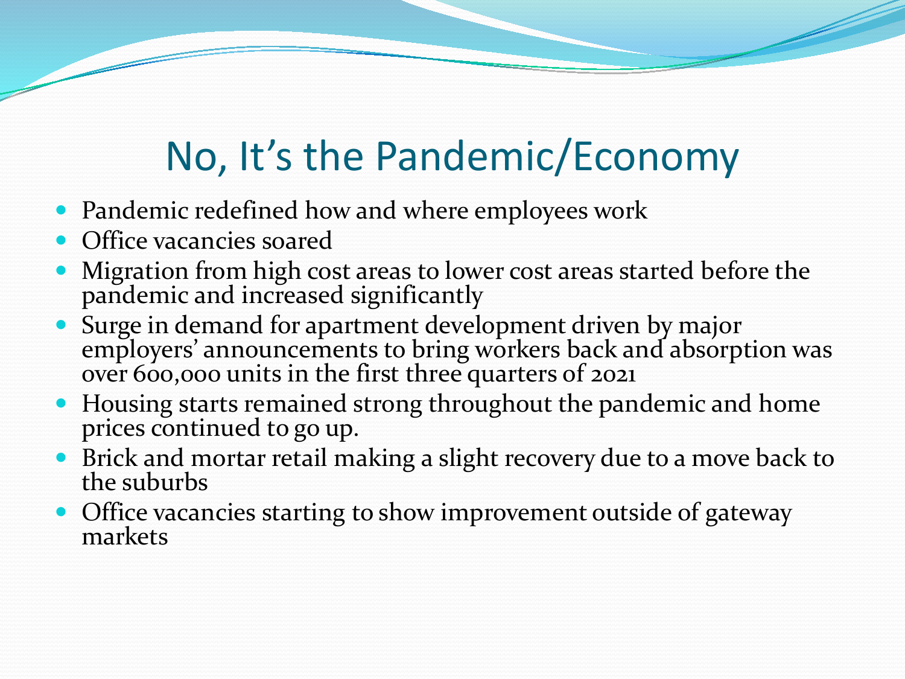# No, It’s the Pandemic/Economy

- Pandemic redefined how and where employees work
- Office vacancies soared
- Migration from high cost areas to lower cost areas started before the pandemic and increased significantly
- Surge in demand for apartment development driven by major employers’ announcements to bring workers back and absorption was over 600,000 units in the first three quarters of 2021
- Housing starts remained strong throughout the pandemic and home prices continued to go up.
- Brick and mortar retail making a slight recovery due to a move back to the suburbs
- Office vacancies starting to show improvement outside of gateway markets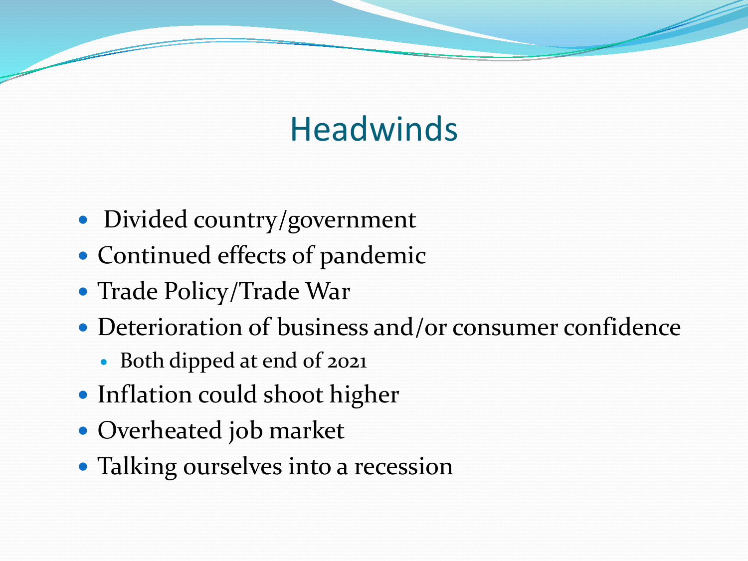# Headwinds

- Divided country/government
- Continued effects of pandemic
- Trade Policy/Trade War
- Deterioration of business and/or consumer confidence
  - Both dipped at end of 2021
- Inflation could shoot higher
- Overheated job market
- Talking ourselves into a recession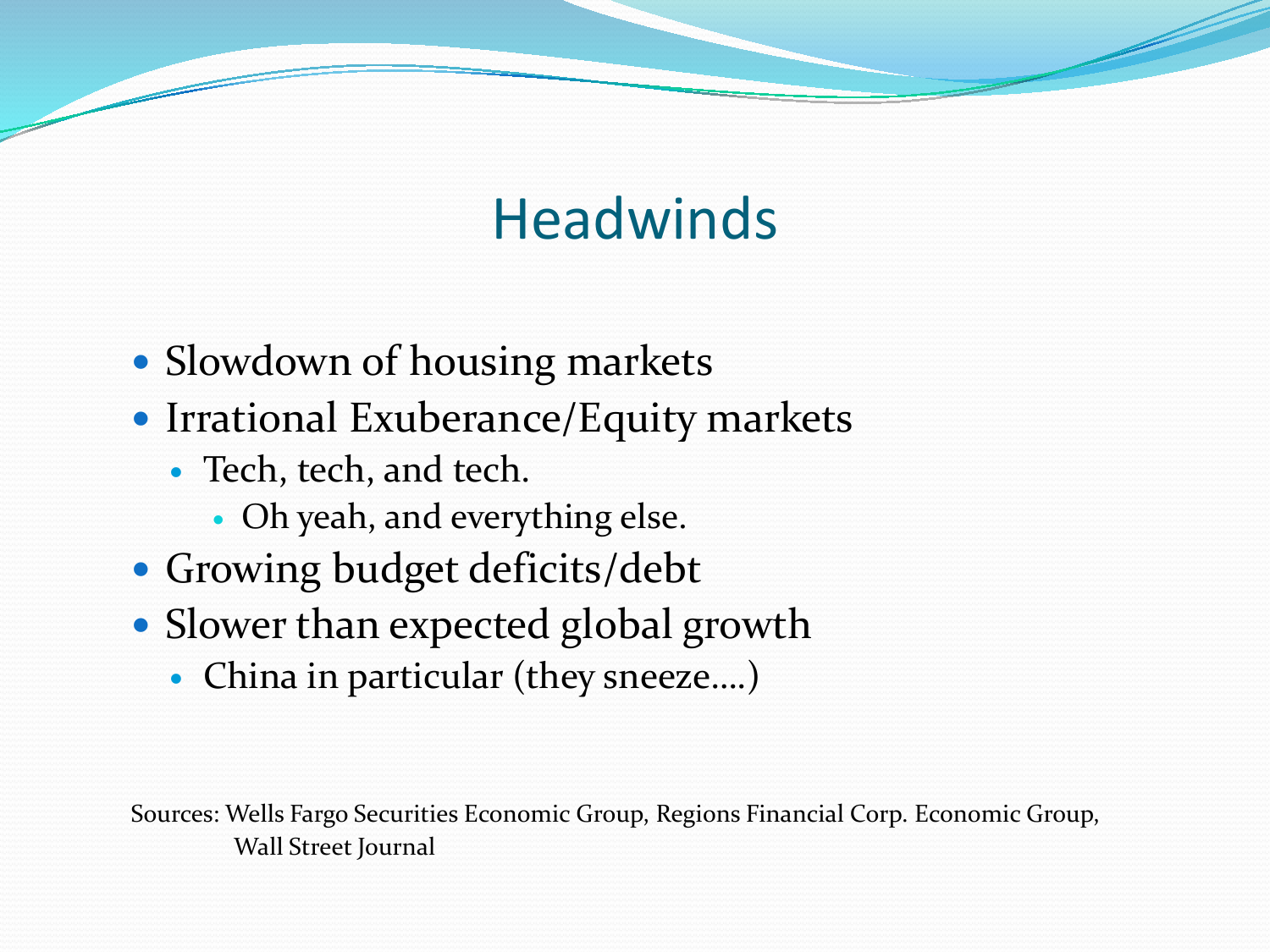# Headwinds

- Slowdown of housing markets
- Irrational Exuberance/Equity markets
  - Tech, tech, and tech.
    - Oh yeah, and everything else.
- Growing budget deficits/debt
- Slower than expected global growth
  - China in particular (they sneeze….)

Sources: Wells Fargo Securities Economic Group, Regions Financial Corp. Economic Group, Wall Street Journal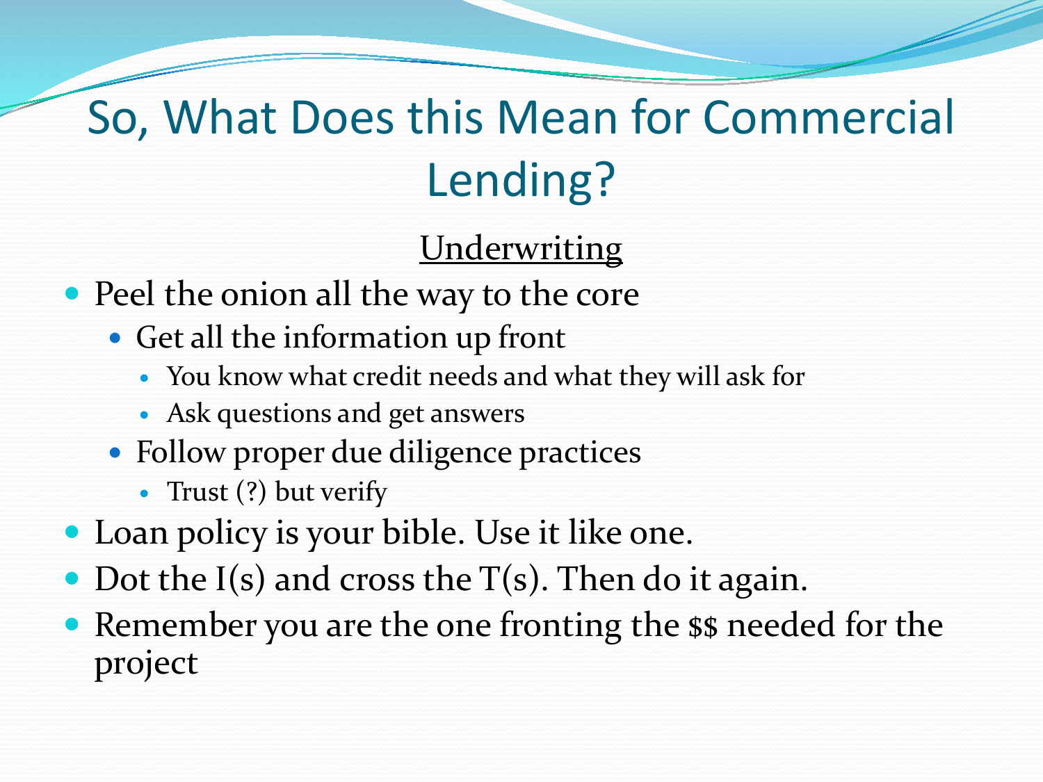# So, What Does this Mean for Commercial Lending?

## Underwriting

- Peel the onion all the way to the core
  - Get all the information up front
    - You know what credit needs and what they will ask for
    - Ask questions and get answers
  - Follow proper due diligence practices
    - Trust (?) but verify
- Loan policy is your bible. Use it like one.
- Dot the I(s) and cross the T(s). Then do it again.
- Remember you are the one fronting the $$ needed for the project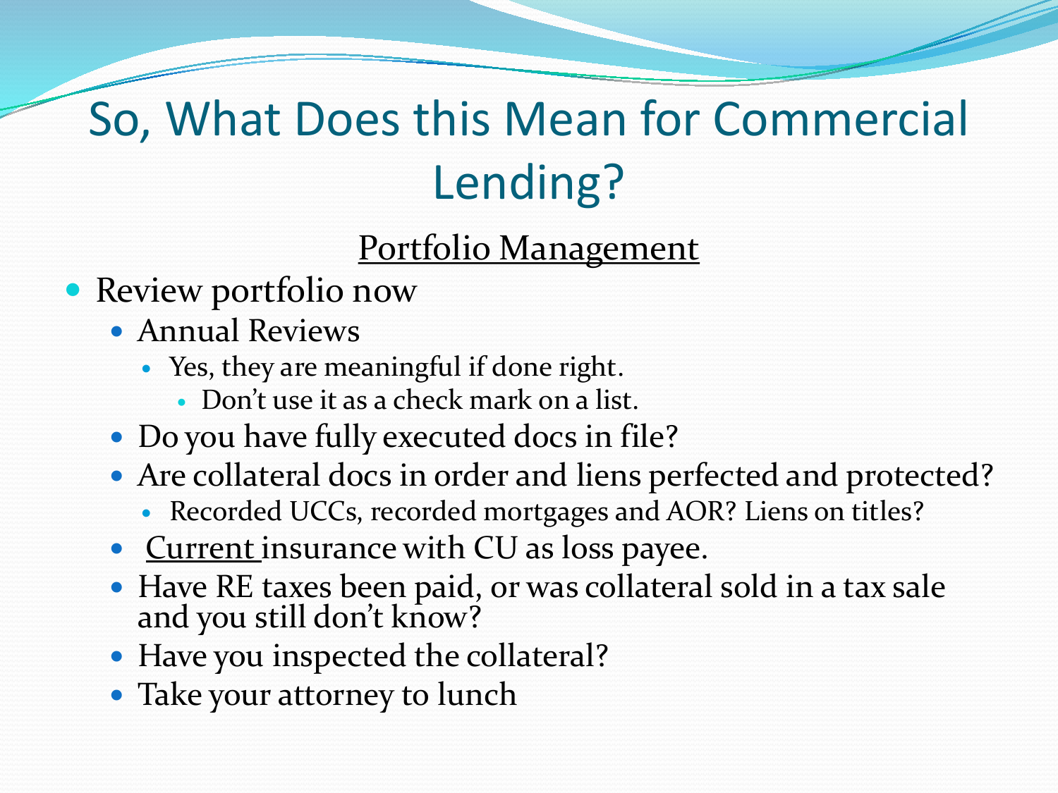# So, What Does this Mean for Commercial Lending?

<u>Portfolio Management</u>

- Review portfolio now
  - Annual Reviews
    - Yes, they are meaningful if done right.
      - Don't use it as a check mark on a list.
  - Do you have fully executed docs in file?
  - Are collateral docs in order and liens perfected and protected?
    - Recorded UCCs, recorded mortgages and AOR? Liens on titles?
  - <u>Current</u> insurance with CU as loss payee.
  - Have RE taxes been paid, or was collateral sold in a tax sale and you still don't know?
  - Have you inspected the collateral?
  - Take your attorney to lunch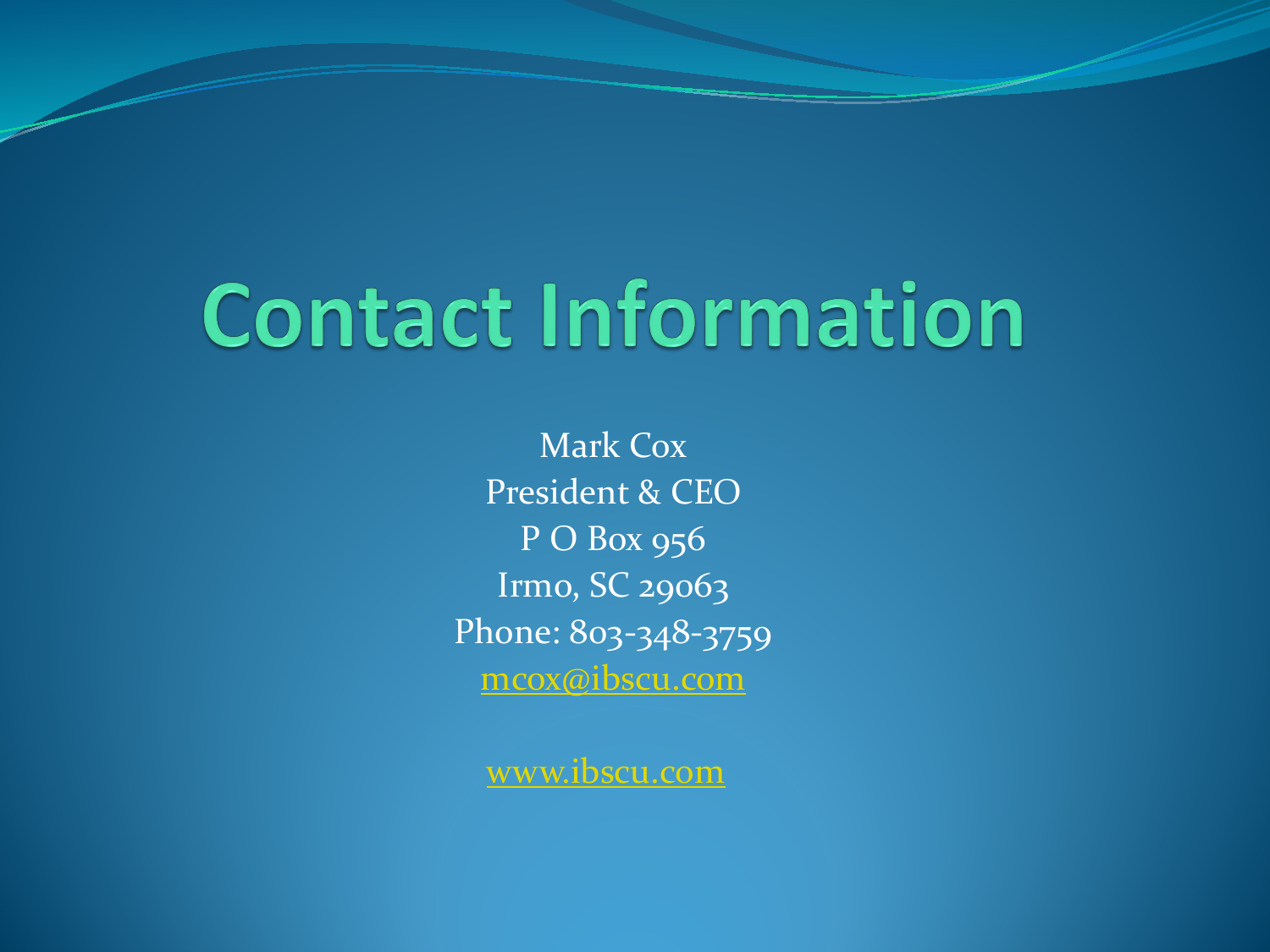# Contact Information

Mark Cox
President & CEO
P O Box 956
Irmo, SC 29063
Phone: 803-348-3759
mcox@ibscu.com

www.ibscu.com